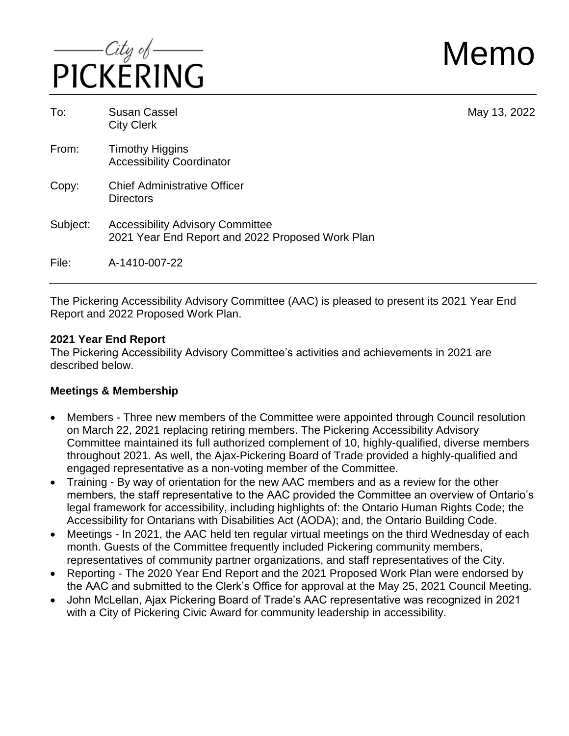City of PICKERING

# Memo

| | | |
|---|---|---|
| To: | Susan Cassel<br>City Clerk | May 13, 2022 |
| From: | Timothy Higgins<br>Accessibility Coordinator | |
| Copy: | Chief Administrative Officer<br>Directors | |
| Subject: | Accessibility Advisory Committee<br>2021 Year End Report and 2022 Proposed Work Plan | |
| File: | A-1410-007-22 | |

The Pickering Accessibility Advisory Committee (AAC) is pleased to present its 2021 Year End Report and 2022 Proposed Work Plan.

**2021 Year End Report**

The Pickering Accessibility Advisory Committee's activities and achievements in 2021 are described below.

**Meetings & Membership**

- Members - Three new members of the Committee were appointed through Council resolution on March 22, 2021 replacing retiring members. The Pickering Accessibility Advisory Committee maintained its full authorized complement of 10, highly-qualified, diverse members throughout 2021. As well, the Ajax-Pickering Board of Trade provided a highly-qualified and engaged representative as a non-voting member of the Committee.
- Training - By way of orientation for the new AAC members and as a review for the other members, the staff representative to the AAC provided the Committee an overview of Ontario's legal framework for accessibility, including highlights of: the Ontario Human Rights Code; the Accessibility for Ontarians with Disabilities Act (AODA); and, the Ontario Building Code.
- Meetings - In 2021, the AAC held ten regular virtual meetings on the third Wednesday of each month. Guests of the Committee frequently included Pickering community members, representatives of community partner organizations, and staff representatives of the City.
- Reporting - The 2020 Year End Report and the 2021 Proposed Work Plan were endorsed by the AAC and submitted to the Clerk's Office for approval at the May 25, 2021 Council Meeting.
- John McLellan, Ajax Pickering Board of Trade's AAC representative was recognized in 2021 with a City of Pickering Civic Award for community leadership in accessibility.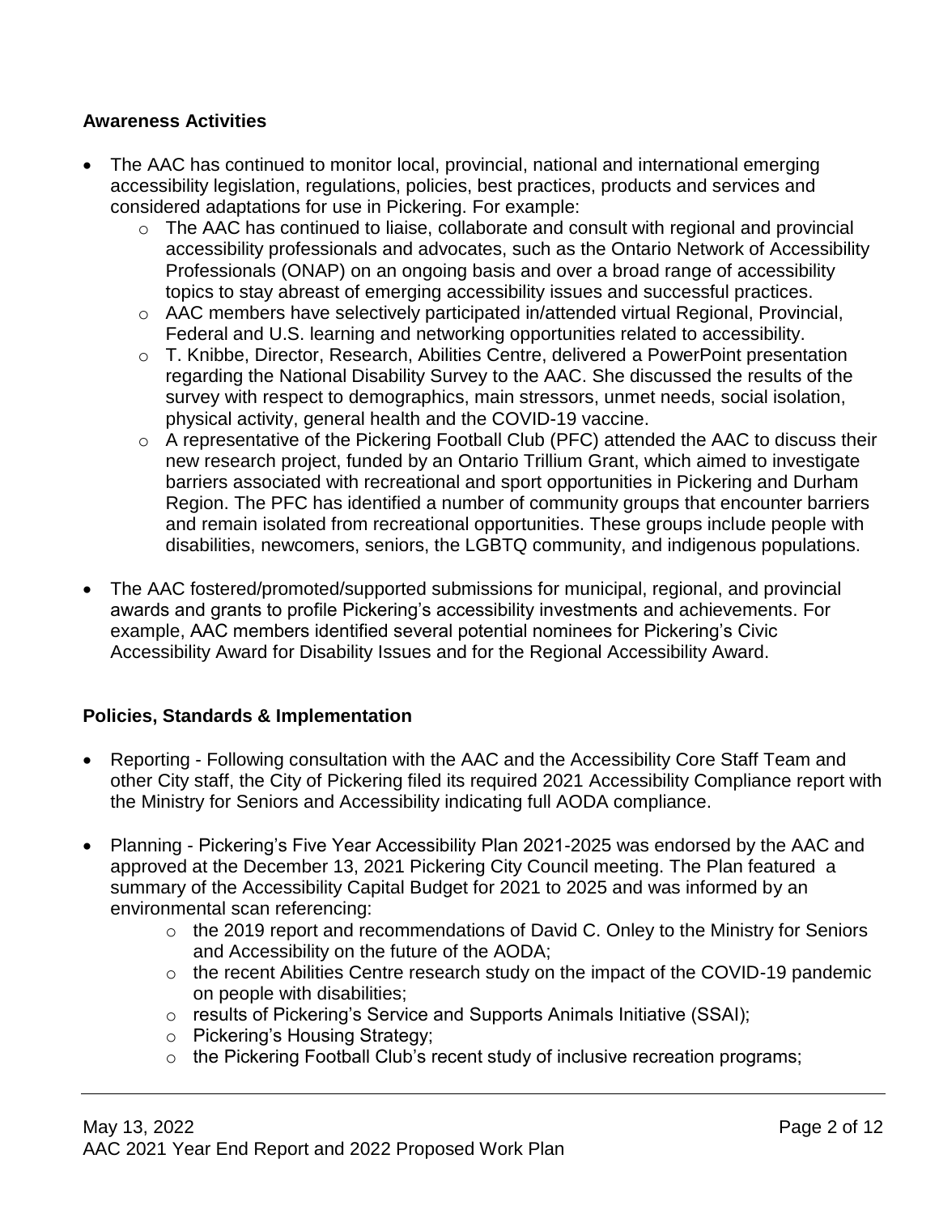**Awareness Activities**

- The AAC has continued to monitor local, provincial, national and international emerging accessibility legislation, regulations, policies, best practices, products and services and considered adaptations for use in Pickering. For example:
  - The AAC has continued to liaise, collaborate and consult with regional and provincial accessibility professionals and advocates, such as the Ontario Network of Accessibility Professionals (ONAP) on an ongoing basis and over a broad range of accessibility topics to stay abreast of emerging accessibility issues and successful practices.
  - AAC members have selectively participated in/attended virtual Regional, Provincial, Federal and U.S. learning and networking opportunities related to accessibility.
  - T. Knibbe, Director, Research, Abilities Centre, delivered a PowerPoint presentation regarding the National Disability Survey to the AAC. She discussed the results of the survey with respect to demographics, main stressors, unmet needs, social isolation, physical activity, general health and the COVID-19 vaccine.
  - A representative of the Pickering Football Club (PFC) attended the AAC to discuss their new research project, funded by an Ontario Trillium Grant, which aimed to investigate barriers associated with recreational and sport opportunities in Pickering and Durham Region. The PFC has identified a number of community groups that encounter barriers and remain isolated from recreational opportunities. These groups include people with disabilities, newcomers, seniors, the LGBTQ community, and indigenous populations.

- The AAC fostered/promoted/supported submissions for municipal, regional, and provincial awards and grants to profile Pickering's accessibility investments and achievements. For example, AAC members identified several potential nominees for Pickering's Civic Accessibility Award for Disability Issues and for the Regional Accessibility Award.

**Policies, Standards & Implementation**

- Reporting - Following consultation with the AAC and the Accessibility Core Staff Team and other City staff, the City of Pickering filed its required 2021 Accessibility Compliance report with the Ministry for Seniors and Accessibility indicating full AODA compliance.

- Planning - Pickering's Five Year Accessibility Plan 2021-2025 was endorsed by the AAC and approved at the December 13, 2021 Pickering City Council meeting. The Plan featured a summary of the Accessibility Capital Budget for 2021 to 2025 and was informed by an environmental scan referencing:
  - the 2019 report and recommendations of David C. Onley to the Ministry for Seniors and Accessibility on the future of the AODA;
  - the recent Abilities Centre research study on the impact of the COVID-19 pandemic on people with disabilities;
  - results of Pickering's Service and Supports Animals Initiative (SSAI);
  - Pickering's Housing Strategy;
  - the Pickering Football Club's recent study of inclusive recreation programs;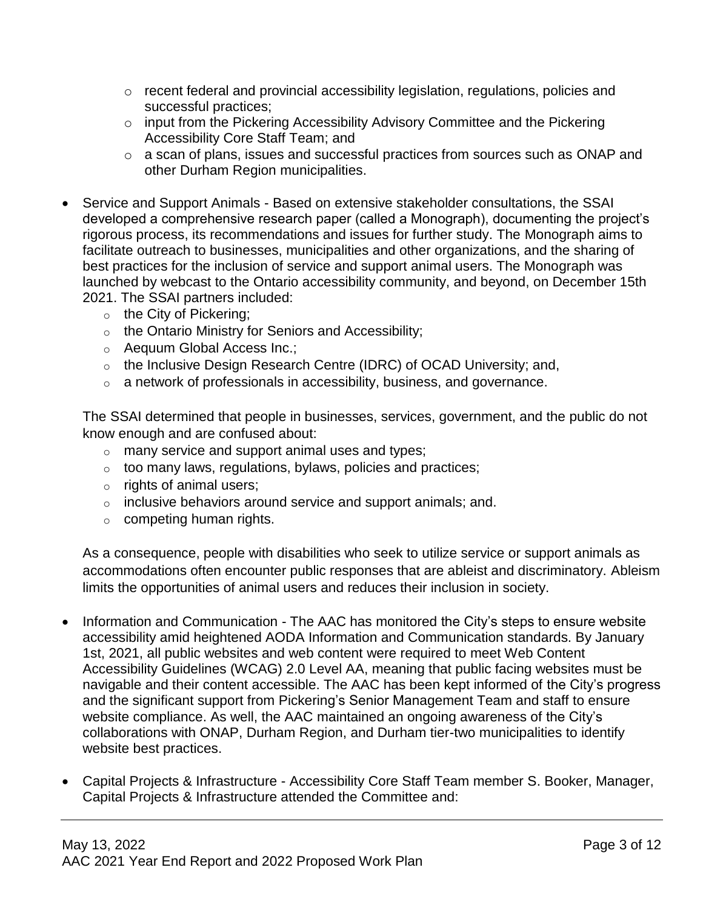- recent federal and provincial accessibility legislation, regulations, policies and successful practices;
  - input from the Pickering Accessibility Advisory Committee and the Pickering Accessibility Core Staff Team; and
  - a scan of plans, issues and successful practices from sources such as ONAP and other Durham Region municipalities.

- Service and Support Animals - Based on extensive stakeholder consultations, the SSAI developed a comprehensive research paper (called a Monograph), documenting the project's rigorous process, its recommendations and issues for further study. The Monograph aims to facilitate outreach to businesses, municipalities and other organizations, and the sharing of best practices for the inclusion of service and support animal users. The Monograph was launched by webcast to the Ontario accessibility community, and beyond, on December 15th 2021. The SSAI partners included:
  - the City of Pickering;
  - the Ontario Ministry for Seniors and Accessibility;
  - Aequum Global Access Inc.;
  - the Inclusive Design Research Centre (IDRC) of OCAD University; and,
  - a network of professionals in accessibility, business, and governance.

  The SSAI determined that people in businesses, services, government, and the public do not know enough and are confused about:
  - many service and support animal uses and types;
  - too many laws, regulations, bylaws, policies and practices;
  - rights of animal users;
  - inclusive behaviors around service and support animals; and.
  - competing human rights.

  As a consequence, people with disabilities who seek to utilize service or support animals as accommodations often encounter public responses that are ableist and discriminatory. Ableism limits the opportunities of animal users and reduces their inclusion in society.

- Information and Communication - The AAC has monitored the City's steps to ensure website accessibility amid heightened AODA Information and Communication standards. By January 1st, 2021, all public websites and web content were required to meet Web Content Accessibility Guidelines (WCAG) 2.0 Level AA, meaning that public facing websites must be navigable and their content accessible. The AAC has been kept informed of the City's progress and the significant support from Pickering's Senior Management Team and staff to ensure website compliance. As well, the AAC maintained an ongoing awareness of the City's collaborations with ONAP, Durham Region, and Durham tier-two municipalities to identify website best practices.

- Capital Projects & Infrastructure - Accessibility Core Staff Team member S. Booker, Manager, Capital Projects & Infrastructure attended the Committee and: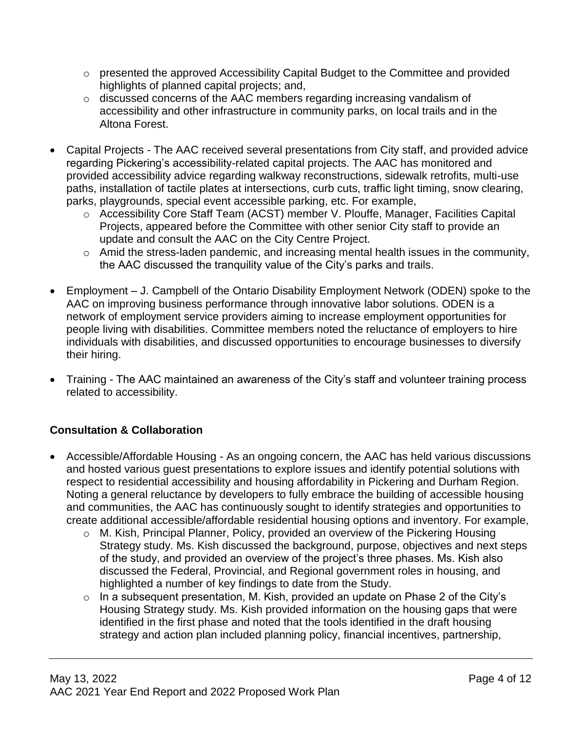- presented the approved Accessibility Capital Budget to the Committee and provided highlights of planned capital projects; and,
  - discussed concerns of the AAC members regarding increasing vandalism of accessibility and other infrastructure in community parks, on local trails and in the Altona Forest.

- Capital Projects - The AAC received several presentations from City staff, and provided advice regarding Pickering's accessibility-related capital projects. The AAC has monitored and provided accessibility advice regarding walkway reconstructions, sidewalk retrofits, multi-use paths, installation of tactile plates at intersections, curb cuts, traffic light timing, snow clearing, parks, playgrounds, special event accessible parking, etc. For example,
  - Accessibility Core Staff Team (ACST) member V. Plouffe, Manager, Facilities Capital Projects, appeared before the Committee with other senior City staff to provide an update and consult the AAC on the City Centre Project.
  - Amid the stress-laden pandemic, and increasing mental health issues in the community, the AAC discussed the tranquility value of the City's parks and trails.

- Employment – J. Campbell of the Ontario Disability Employment Network (ODEN) spoke to the AAC on improving business performance through innovative labor solutions. ODEN is a network of employment service providers aiming to increase employment opportunities for people living with disabilities. Committee members noted the reluctance of employers to hire individuals with disabilities, and discussed opportunities to encourage businesses to diversify their hiring.

- Training - The AAC maintained an awareness of the City's staff and volunteer training process related to accessibility.

## Consultation & Collaboration

- Accessible/Affordable Housing - As an ongoing concern, the AAC has held various discussions and hosted various guest presentations to explore issues and identify potential solutions with respect to residential accessibility and housing affordability in Pickering and Durham Region. Noting a general reluctance by developers to fully embrace the building of accessible housing and communities, the AAC has continuously sought to identify strategies and opportunities to create additional accessible/affordable residential housing options and inventory. For example,
  - M. Kish, Principal Planner, Policy, provided an overview of the Pickering Housing Strategy study. Ms. Kish discussed the background, purpose, objectives and next steps of the study, and provided an overview of the project's three phases. Ms. Kish also discussed the Federal, Provincial, and Regional government roles in housing, and highlighted a number of key findings to date from the Study.
  - In a subsequent presentation, M. Kish, provided an update on Phase 2 of the City's Housing Strategy study. Ms. Kish provided information on the housing gaps that were identified in the first phase and noted that the tools identified in the draft housing strategy and action plan included planning policy, financial incentives, partnership,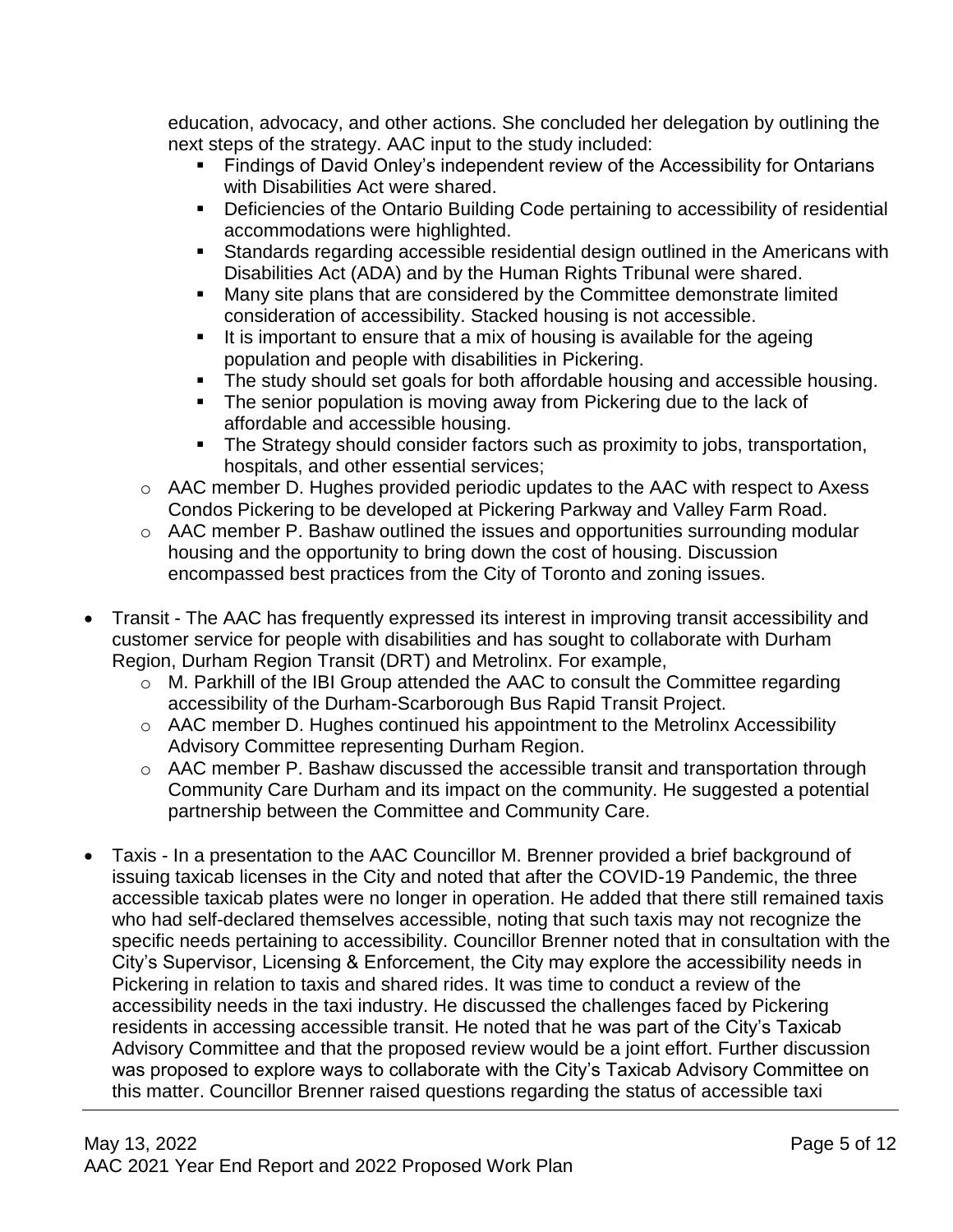education, advocacy, and other actions. She concluded her delegation by outlining the next steps of the strategy. AAC input to the study included:

        - Findings of David Onley's independent review of the Accessibility for Ontarians with Disabilities Act were shared.
        - Deficiencies of the Ontario Building Code pertaining to accessibility of residential accommodations were highlighted.
        - Standards regarding accessible residential design outlined in the Americans with Disabilities Act (ADA) and by the Human Rights Tribunal were shared.
        - Many site plans that are considered by the Committee demonstrate limited consideration of accessibility. Stacked housing is not accessible.
        - It is important to ensure that a mix of housing is available for the ageing population and people with disabilities in Pickering.
        - The study should set goals for both affordable housing and accessible housing.
        - The senior population is moving away from Pickering due to the lack of affordable and accessible housing.
        - The Strategy should consider factors such as proximity to jobs, transportation, hospitals, and other essential services;
    - AAC member D. Hughes provided periodic updates to the AAC with respect to Axess Condos Pickering to be developed at Pickering Parkway and Valley Farm Road.
    - AAC member P. Bashaw outlined the issues and opportunities surrounding modular housing and the opportunity to bring down the cost of housing. Discussion encompassed best practices from the City of Toronto and zoning issues.

- Transit - The AAC has frequently expressed its interest in improving transit accessibility and customer service for people with disabilities and has sought to collaborate with Durham Region, Durham Region Transit (DRT) and Metrolinx. For example,
    - M. Parkhill of the IBI Group attended the AAC to consult the Committee regarding accessibility of the Durham-Scarborough Bus Rapid Transit Project.
    - AAC member D. Hughes continued his appointment to the Metrolinx Accessibility Advisory Committee representing Durham Region.
    - AAC member P. Bashaw discussed the accessible transit and transportation through Community Care Durham and its impact on the community. He suggested a potential partnership between the Committee and Community Care.

- Taxis - In a presentation to the AAC Councillor M. Brenner provided a brief background of issuing taxicab licenses in the City and noted that after the COVID-19 Pandemic, the three accessible taxicab plates were no longer in operation. He added that there still remained taxis who had self-declared themselves accessible, noting that such taxis may not recognize the specific needs pertaining to accessibility. Councillor Brenner noted that in consultation with the City's Supervisor, Licensing & Enforcement, the City may explore the accessibility needs in Pickering in relation to taxis and shared rides. It was time to conduct a review of the accessibility needs in the taxi industry. He discussed the challenges faced by Pickering residents in accessing accessible transit. He noted that he was part of the City's Taxicab Advisory Committee and that the proposed review would be a joint effort. Further discussion was proposed to explore ways to collaborate with the City's Taxicab Advisory Committee on this matter. Councillor Brenner raised questions regarding the status of accessible taxi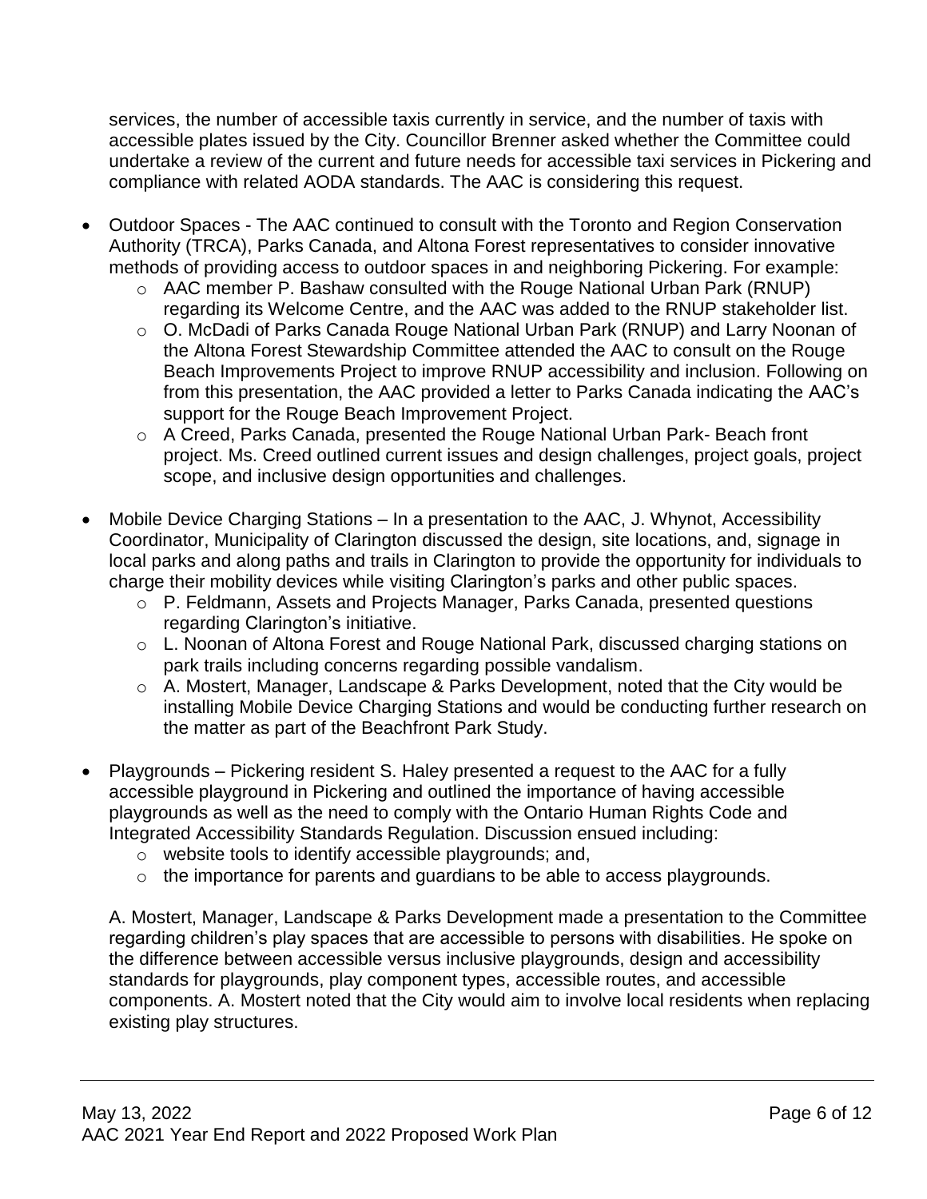services, the number of accessible taxis currently in service, and the number of taxis with accessible plates issued by the City. Councillor Brenner asked whether the Committee could undertake a review of the current and future needs for accessible taxi services in Pickering and compliance with related AODA standards. The AAC is considering this request.

- Outdoor Spaces - The AAC continued to consult with the Toronto and Region Conservation Authority (TRCA), Parks Canada, and Altona Forest representatives to consider innovative methods of providing access to outdoor spaces in and neighboring Pickering. For example:
  - AAC member P. Bashaw consulted with the Rouge National Urban Park (RNUP) regarding its Welcome Centre, and the AAC was added to the RNUP stakeholder list.
  - O. McDadi of Parks Canada Rouge National Urban Park (RNUP) and Larry Noonan of the Altona Forest Stewardship Committee attended the AAC to consult on the Rouge Beach Improvements Project to improve RNUP accessibility and inclusion. Following on from this presentation, the AAC provided a letter to Parks Canada indicating the AAC's support for the Rouge Beach Improvement Project.
  - A Creed, Parks Canada, presented the Rouge National Urban Park- Beach front project. Ms. Creed outlined current issues and design challenges, project goals, project scope, and inclusive design opportunities and challenges.

- Mobile Device Charging Stations – In a presentation to the AAC, J. Whynot, Accessibility Coordinator, Municipality of Clarington discussed the design, site locations, and, signage in local parks and along paths and trails in Clarington to provide the opportunity for individuals to charge their mobility devices while visiting Clarington's parks and other public spaces.
  - P. Feldmann, Assets and Projects Manager, Parks Canada, presented questions regarding Clarington's initiative.
  - L. Noonan of Altona Forest and Rouge National Park, discussed charging stations on park trails including concerns regarding possible vandalism.
  - A. Mostert, Manager, Landscape & Parks Development, noted that the City would be installing Mobile Device Charging Stations and would be conducting further research on the matter as part of the Beachfront Park Study.

- Playgrounds – Pickering resident S. Haley presented a request to the AAC for a fully accessible playground in Pickering and outlined the importance of having accessible playgrounds as well as the need to comply with the Ontario Human Rights Code and Integrated Accessibility Standards Regulation. Discussion ensued including:
  - website tools to identify accessible playgrounds; and,
  - the importance for parents and guardians to be able to access playgrounds.

  A. Mostert, Manager, Landscape & Parks Development made a presentation to the Committee regarding children's play spaces that are accessible to persons with disabilities. He spoke on the difference between accessible versus inclusive playgrounds, design and accessibility standards for playgrounds, play component types, accessible routes, and accessible components. A. Mostert noted that the City would aim to involve local residents when replacing existing play structures.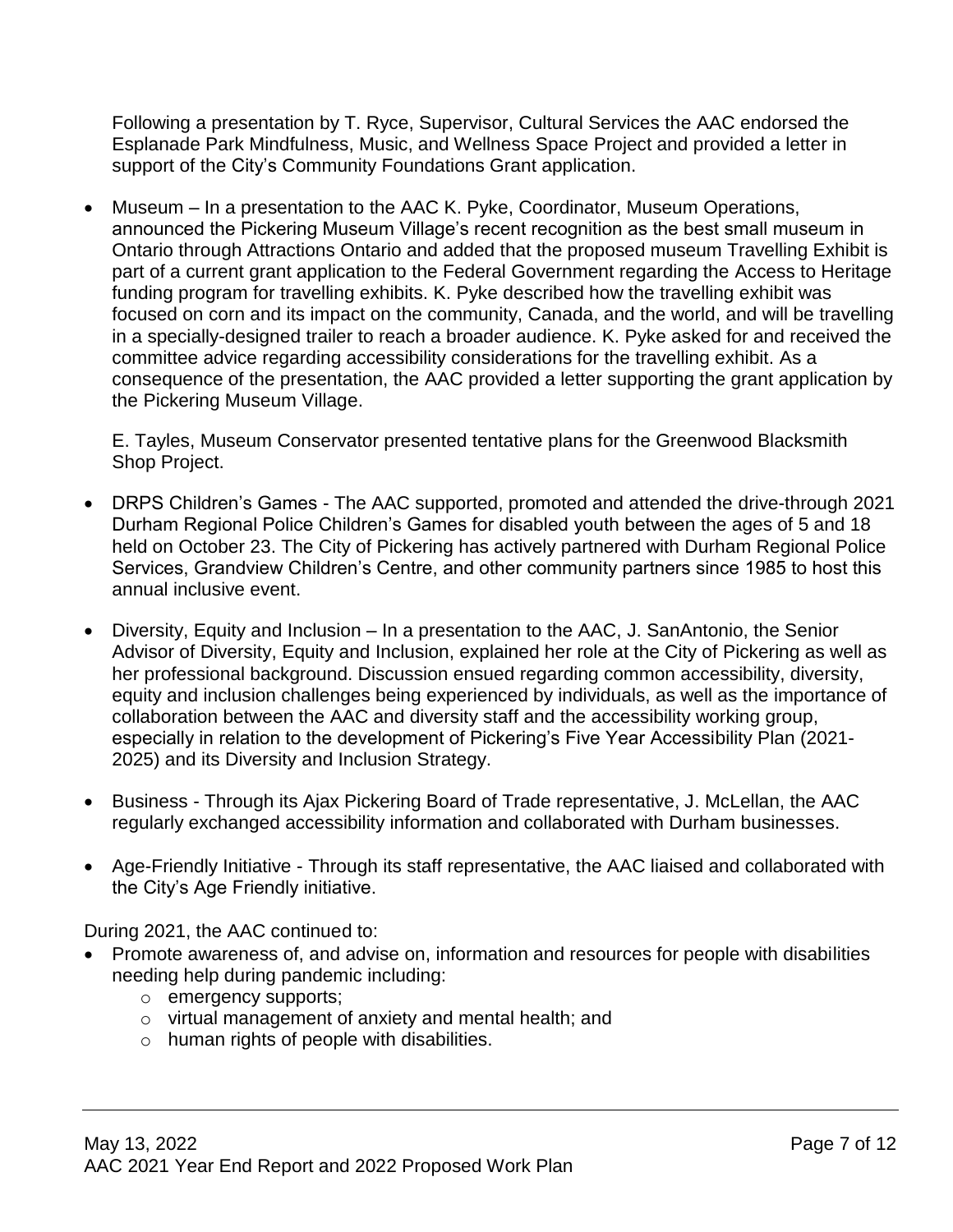Following a presentation by T. Ryce, Supervisor, Cultural Services the AAC endorsed the Esplanade Park Mindfulness, Music, and Wellness Space Project and provided a letter in support of the City's Community Foundations Grant application.

- Museum – In a presentation to the AAC K. Pyke, Coordinator, Museum Operations, announced the Pickering Museum Village's recent recognition as the best small museum in Ontario through Attractions Ontario and added that the proposed museum Travelling Exhibit is part of a current grant application to the Federal Government regarding the Access to Heritage funding program for travelling exhibits. K. Pyke described how the travelling exhibit was focused on corn and its impact on the community, Canada, and the world, and will be travelling in a specially-designed trailer to reach a broader audience. K. Pyke asked for and received the committee advice regarding accessibility considerations for the travelling exhibit. As a consequence of the presentation, the AAC provided a letter supporting the grant application by the Pickering Museum Village.

  E. Tayles, Museum Conservator presented tentative plans for the Greenwood Blacksmith Shop Project.

- DRPS Children's Games - The AAC supported, promoted and attended the drive-through 2021 Durham Regional Police Children's Games for disabled youth between the ages of 5 and 18 held on October 23. The City of Pickering has actively partnered with Durham Regional Police Services, Grandview Children's Centre, and other community partners since 1985 to host this annual inclusive event.
- Diversity, Equity and Inclusion – In a presentation to the AAC, J. SanAntonio, the Senior Advisor of Diversity, Equity and Inclusion, explained her role at the City of Pickering as well as her professional background. Discussion ensued regarding common accessibility, diversity, equity and inclusion challenges being experienced by individuals, as well as the importance of collaboration between the AAC and diversity staff and the accessibility working group, especially in relation to the development of Pickering's Five Year Accessibility Plan (2021-2025) and its Diversity and Inclusion Strategy.
- Business - Through its Ajax Pickering Board of Trade representative, J. McLellan, the AAC regularly exchanged accessibility information and collaborated with Durham businesses.
- Age-Friendly Initiative - Through its staff representative, the AAC liaised and collaborated with the City's Age Friendly initiative.

During 2021, the AAC continued to:

- Promote awareness of, and advise on, information and resources for people with disabilities needing help during pandemic including:
  - emergency supports;
  - virtual management of anxiety and mental health; and
  - human rights of people with disabilities.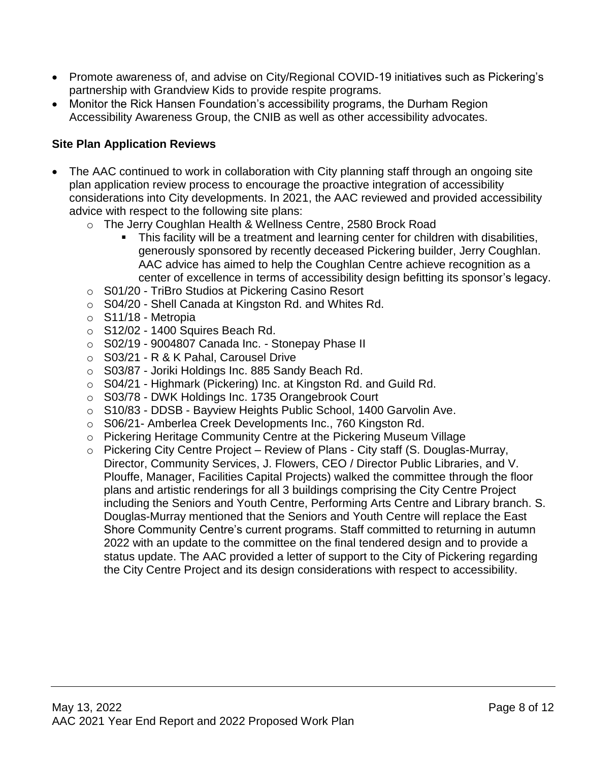- Promote awareness of, and advise on City/Regional COVID-19 initiatives such as Pickering's partnership with Grandview Kids to provide respite programs.
- Monitor the Rick Hansen Foundation's accessibility programs, the Durham Region Accessibility Awareness Group, the CNIB as well as other accessibility advocates.

**Site Plan Application Reviews**

- The AAC continued to work in collaboration with City planning staff through an ongoing site plan application review process to encourage the proactive integration of accessibility considerations into City developments. In 2021, the AAC reviewed and provided accessibility advice with respect to the following site plans:
  - The Jerry Coughlan Health & Wellness Centre, 2580 Brock Road
    - This facility will be a treatment and learning center for children with disabilities, generously sponsored by recently deceased Pickering builder, Jerry Coughlan. AAC advice has aimed to help the Coughlan Centre achieve recognition as a center of excellence in terms of accessibility design befitting its sponsor's legacy.
  - S01/20 - TriBro Studios at Pickering Casino Resort
  - S04/20 - Shell Canada at Kingston Rd. and Whites Rd.
  - S11/18 - Metropia
  - S12/02 - 1400 Squires Beach Rd.
  - S02/19 - 9004807 Canada Inc. - Stonepay Phase II
  - S03/21 - R & K Pahal, Carousel Drive
  - S03/87 - Joriki Holdings Inc. 885 Sandy Beach Rd.
  - S04/21 - Highmark (Pickering) Inc. at Kingston Rd. and Guild Rd.
  - S03/78 - DWK Holdings Inc. 1735 Orangebrook Court
  - S10/83 - DDSB - Bayview Heights Public School, 1400 Garvolin Ave.
  - S06/21- Amberlea Creek Developments Inc., 760 Kingston Rd.
  - Pickering Heritage Community Centre at the Pickering Museum Village
  - Pickering City Centre Project – Review of Plans - City staff (S. Douglas-Murray, Director, Community Services, J. Flowers, CEO / Director Public Libraries, and V. Plouffe, Manager, Facilities Capital Projects) walked the committee through the floor plans and artistic renderings for all 3 buildings comprising the City Centre Project including the Seniors and Youth Centre, Performing Arts Centre and Library branch. S. Douglas-Murray mentioned that the Seniors and Youth Centre will replace the East Shore Community Centre's current programs. Staff committed to returning in autumn 2022 with an update to the committee on the final tendered design and to provide a status update. The AAC provided a letter of support to the City of Pickering regarding the City Centre Project and its design considerations with respect to accessibility.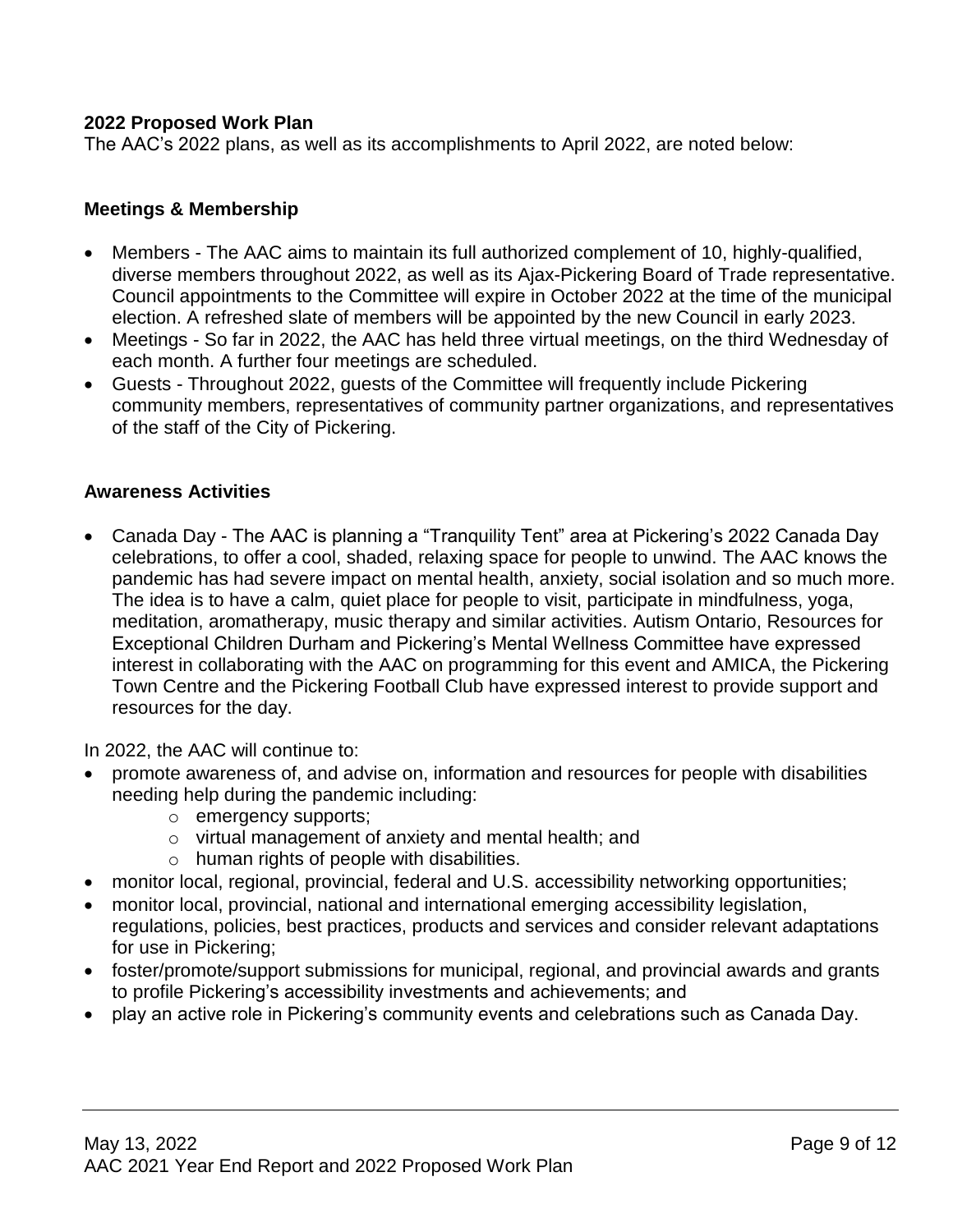### 2022 Proposed Work Plan

The AAC's 2022 plans, as well as its accomplishments to April 2022, are noted below:

### Meetings & Membership

- Members - The AAC aims to maintain its full authorized complement of 10, highly-qualified, diverse members throughout 2022, as well as its Ajax-Pickering Board of Trade representative. Council appointments to the Committee will expire in October 2022 at the time of the municipal election. A refreshed slate of members will be appointed by the new Council in early 2023.
- Meetings - So far in 2022, the AAC has held three virtual meetings, on the third Wednesday of each month. A further four meetings are scheduled.
- Guests - Throughout 2022, guests of the Committee will frequently include Pickering community members, representatives of community partner organizations, and representatives of the staff of the City of Pickering.

### Awareness Activities

- Canada Day - The AAC is planning a "Tranquility Tent" area at Pickering's 2022 Canada Day celebrations, to offer a cool, shaded, relaxing space for people to unwind. The AAC knows the pandemic has had severe impact on mental health, anxiety, social isolation and so much more. The idea is to have a calm, quiet place for people to visit, participate in mindfulness, yoga, meditation, aromatherapy, music therapy and similar activities. Autism Ontario, Resources for Exceptional Children Durham and Pickering's Mental Wellness Committee have expressed interest in collaborating with the AAC on programming for this event and AMICA, the Pickering Town Centre and the Pickering Football Club have expressed interest to provide support and resources for the day.

In 2022, the AAC will continue to:

- promote awareness of, and advise on, information and resources for people with disabilities needing help during the pandemic including:
    - emergency supports;
    - virtual management of anxiety and mental health; and
    - human rights of people with disabilities.
- monitor local, regional, provincial, federal and U.S. accessibility networking opportunities;
- monitor local, provincial, national and international emerging accessibility legislation, regulations, policies, best practices, products and services and consider relevant adaptations for use in Pickering;
- foster/promote/support submissions for municipal, regional, and provincial awards and grants to profile Pickering's accessibility investments and achievements; and
- play an active role in Pickering's community events and celebrations such as Canada Day.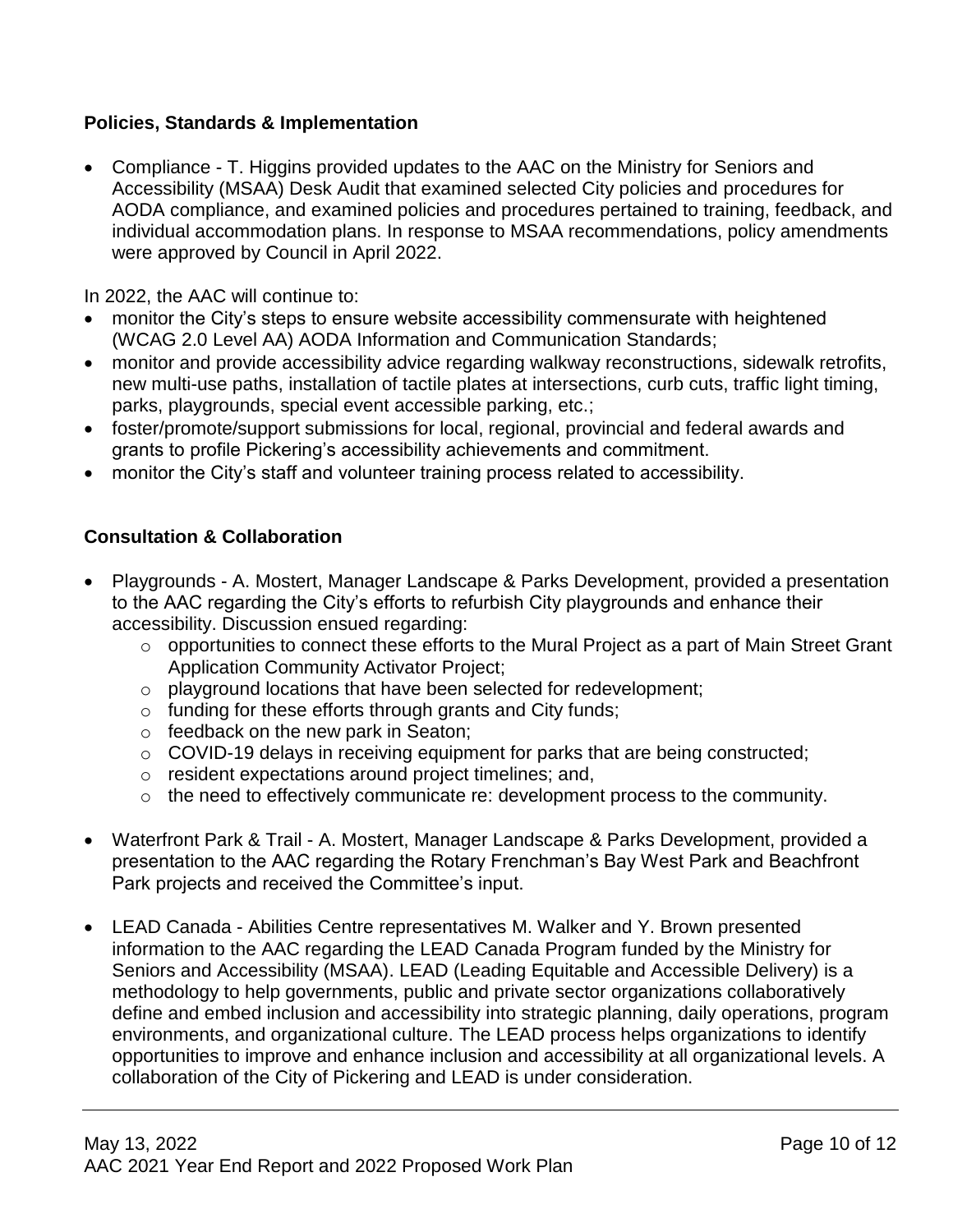**Policies, Standards & Implementation**

- Compliance - T. Higgins provided updates to the AAC on the Ministry for Seniors and Accessibility (MSAA) Desk Audit that examined selected City policies and procedures for AODA compliance, and examined policies and procedures pertained to training, feedback, and individual accommodation plans. In response to MSAA recommendations, policy amendments were approved by Council in April 2022.

In 2022, the AAC will continue to:

- monitor the City's steps to ensure website accessibility commensurate with heightened (WCAG 2.0 Level AA) AODA Information and Communication Standards;
- monitor and provide accessibility advice regarding walkway reconstructions, sidewalk retrofits, new multi-use paths, installation of tactile plates at intersections, curb cuts, traffic light timing, parks, playgrounds, special event accessible parking, etc.;
- foster/promote/support submissions for local, regional, provincial and federal awards and grants to profile Pickering's accessibility achievements and commitment.
- monitor the City's staff and volunteer training process related to accessibility.

**Consultation & Collaboration**

- Playgrounds - A. Mostert, Manager Landscape & Parks Development, provided a presentation to the AAC regarding the City's efforts to refurbish City playgrounds and enhance their accessibility. Discussion ensued regarding:
  - opportunities to connect these efforts to the Mural Project as a part of Main Street Grant Application Community Activator Project;
  - playground locations that have been selected for redevelopment;
  - funding for these efforts through grants and City funds;
  - feedback on the new park in Seaton;
  - COVID-19 delays in receiving equipment for parks that are being constructed;
  - resident expectations around project timelines; and,
  - the need to effectively communicate re: development process to the community.

- Waterfront Park & Trail - A. Mostert, Manager Landscape & Parks Development, provided a presentation to the AAC regarding the Rotary Frenchman's Bay West Park and Beachfront Park projects and received the Committee's input.

- LEAD Canada - Abilities Centre representatives M. Walker and Y. Brown presented information to the AAC regarding the LEAD Canada Program funded by the Ministry for Seniors and Accessibility (MSAA). LEAD (Leading Equitable and Accessible Delivery) is a methodology to help governments, public and private sector organizations collaboratively define and embed inclusion and accessibility into strategic planning, daily operations, program environments, and organizational culture. The LEAD process helps organizations to identify opportunities to improve and enhance inclusion and accessibility at all organizational levels. A collaboration of the City of Pickering and LEAD is under consideration.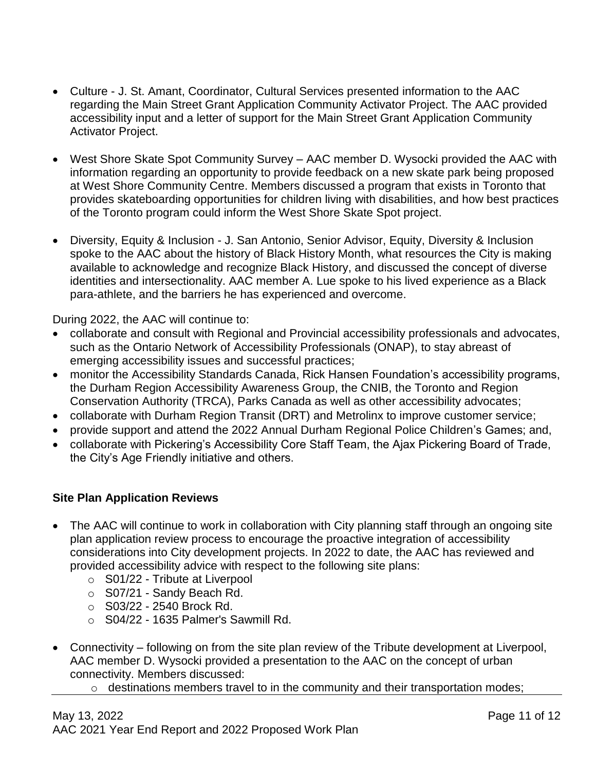- Culture - J. St. Amant, Coordinator, Cultural Services presented information to the AAC regarding the Main Street Grant Application Community Activator Project. The AAC provided accessibility input and a letter of support for the Main Street Grant Application Community Activator Project.
- West Shore Skate Spot Community Survey – AAC member D. Wysocki provided the AAC with information regarding an opportunity to provide feedback on a new skate park being proposed at West Shore Community Centre. Members discussed a program that exists in Toronto that provides skateboarding opportunities for children living with disabilities, and how best practices of the Toronto program could inform the West Shore Skate Spot project.
- Diversity, Equity & Inclusion - J. San Antonio, Senior Advisor, Equity, Diversity & Inclusion spoke to the AAC about the history of Black History Month, what resources the City is making available to acknowledge and recognize Black History, and discussed the concept of diverse identities and intersectionality. AAC member A. Lue spoke to his lived experience as a Black para-athlete, and the barriers he has experienced and overcome.

During 2022, the AAC will continue to:

- collaborate and consult with Regional and Provincial accessibility professionals and advocates, such as the Ontario Network of Accessibility Professionals (ONAP), to stay abreast of emerging accessibility issues and successful practices;
- monitor the Accessibility Standards Canada, Rick Hansen Foundation's accessibility programs, the Durham Region Accessibility Awareness Group, the CNIB, the Toronto and Region Conservation Authority (TRCA), Parks Canada as well as other accessibility advocates;
- collaborate with Durham Region Transit (DRT) and Metrolinx to improve customer service;
- provide support and attend the 2022 Annual Durham Regional Police Children's Games; and,
- collaborate with Pickering's Accessibility Core Staff Team, the Ajax Pickering Board of Trade, the City's Age Friendly initiative and others.

**Site Plan Application Reviews**

- The AAC will continue to work in collaboration with City planning staff through an ongoing site plan application review process to encourage the proactive integration of accessibility considerations into City development projects. In 2022 to date, the AAC has reviewed and provided accessibility advice with respect to the following site plans:
  - S01/22 - Tribute at Liverpool
  - S07/21 - Sandy Beach Rd.
  - S03/22 - 2540 Brock Rd.
  - S04/22 - 1635 Palmer's Sawmill Rd.
- Connectivity – following on from the site plan review of the Tribute development at Liverpool, AAC member D. Wysocki provided a presentation to the AAC on the concept of urban connectivity. Members discussed:
  - destinations members travel to in the community and their transportation modes;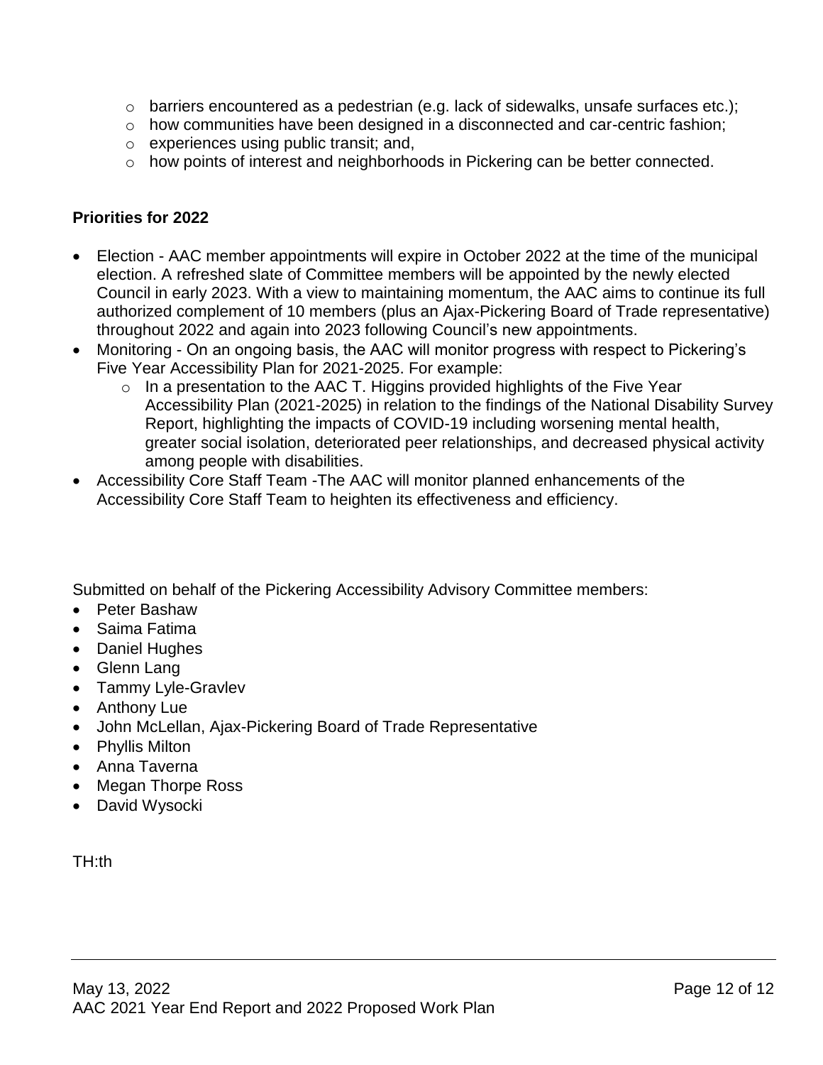- barriers encountered as a pedestrian (e.g. lack of sidewalks, unsafe surfaces etc.);
  - how communities have been designed in a disconnected and car-centric fashion;
  - experiences using public transit; and,
  - how points of interest and neighborhoods in Pickering can be better connected.

**Priorities for 2022**

- Election - AAC member appointments will expire in October 2022 at the time of the municipal election. A refreshed slate of Committee members will be appointed by the newly elected Council in early 2023. With a view to maintaining momentum, the AAC aims to continue its full authorized complement of 10 members (plus an Ajax-Pickering Board of Trade representative) throughout 2022 and again into 2023 following Council's new appointments.
- Monitoring - On an ongoing basis, the AAC will monitor progress with respect to Pickering's Five Year Accessibility Plan for 2021-2025. For example:
  - In a presentation to the AAC T. Higgins provided highlights of the Five Year Accessibility Plan (2021-2025) in relation to the findings of the National Disability Survey Report, highlighting the impacts of COVID-19 including worsening mental health, greater social isolation, deteriorated peer relationships, and decreased physical activity among people with disabilities.
- Accessibility Core Staff Team -The AAC will monitor planned enhancements of the Accessibility Core Staff Team to heighten its effectiveness and efficiency.

Submitted on behalf of the Pickering Accessibility Advisory Committee members:

- Peter Bashaw
- Saima Fatima
- Daniel Hughes
- Glenn Lang
- Tammy Lyle-Gravlev
- Anthony Lue
- John McLellan, Ajax-Pickering Board of Trade Representative
- Phyllis Milton
- Anna Taverna
- Megan Thorpe Ross
- David Wysocki

TH:th